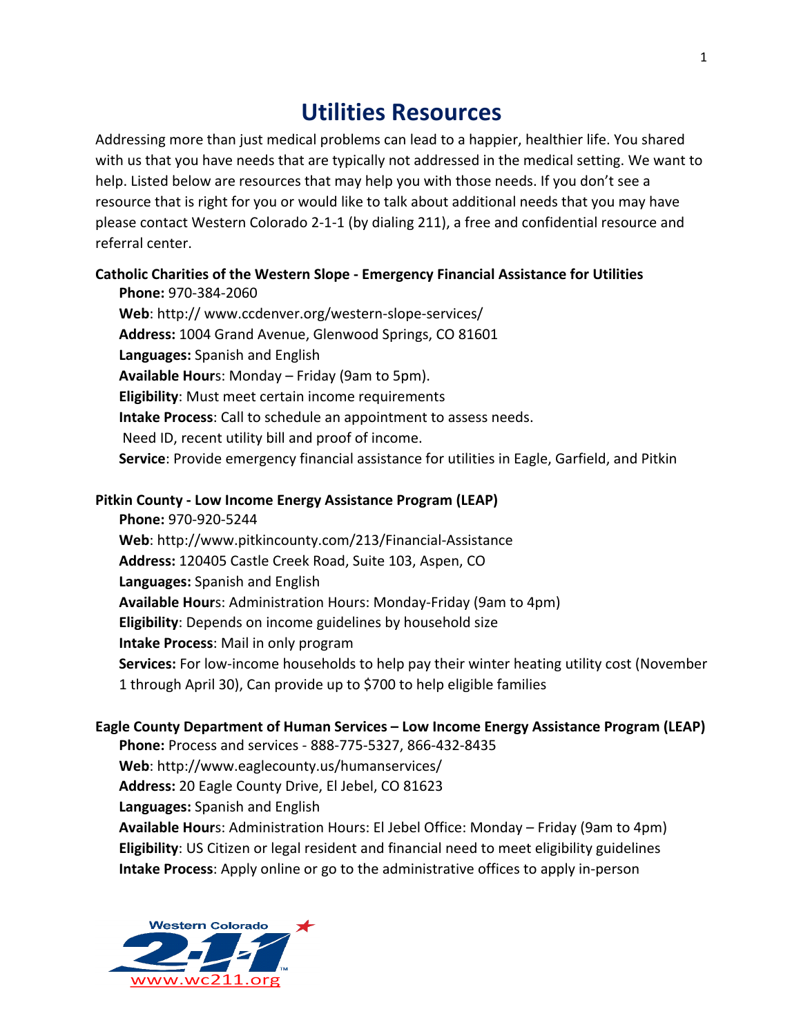# Utilities Resources

Addressing more than just medical problems can lead to a happier, healthier life. You shared with us that you have needs that are typically not addressed in the medical setting. We want to help. Listed below are resources that may help you with those needs. If you don't see a resource that is right for you or would like to talk about additional needs that you may have please contact Western Colorado 2-1-1 (by dialing 211), a free and confidential resource and referral center.

**Catholic Charities of the Western Slope - Emergency Financial Assistance for Utilities**

**Phone:** 970-384-2060
**Web**: http:// www.ccdenver.org/western-slope-services/
**Address:** 1004 Grand Avenue, Glenwood Springs, CO 81601
**Languages:** Spanish and English
**Available Hours**: Monday – Friday (9am to 5pm).
**Eligibility**: Must meet certain income requirements
**Intake Process**: Call to schedule an appointment to assess needs.
Need ID, recent utility bill and proof of income.
**Service**: Provide emergency financial assistance for utilities in Eagle, Garfield, and Pitkin

**Pitkin County - Low Income Energy Assistance Program (LEAP)**

**Phone:** 970-920-5244
**Web**: http://www.pitkincounty.com/213/Financial-Assistance
**Address:** 120405 Castle Creek Road, Suite 103, Aspen, CO
**Languages:** Spanish and English
**Available Hours**: Administration Hours: Monday-Friday (9am to 4pm)
**Eligibility**: Depends on income guidelines by household size
**Intake Process**: Mail in only program
**Services:** For low-income households to help pay their winter heating utility cost (November 1 through April 30), Can provide up to $700 to help eligible families

**Eagle County Department of Human Services – Low Income Energy Assistance Program (LEAP)**

**Phone:** Process and services - 888-775-5327, 866-432-8435
**Web**: http://www.eaglecounty.us/humanservices/
**Address:** 20 Eagle County Drive, El Jebel, CO 81623
**Languages:** Spanish and English
**Available Hours**: Administration Hours: El Jebel Office: Monday – Friday (9am to 4pm)
**Eligibility**: US Citizen or legal resident and financial need to meet eligibility guidelines
**Intake Process**: Apply online or go to the administrative offices to apply in-person

Western Colorado 2-1-1
www.wc211.org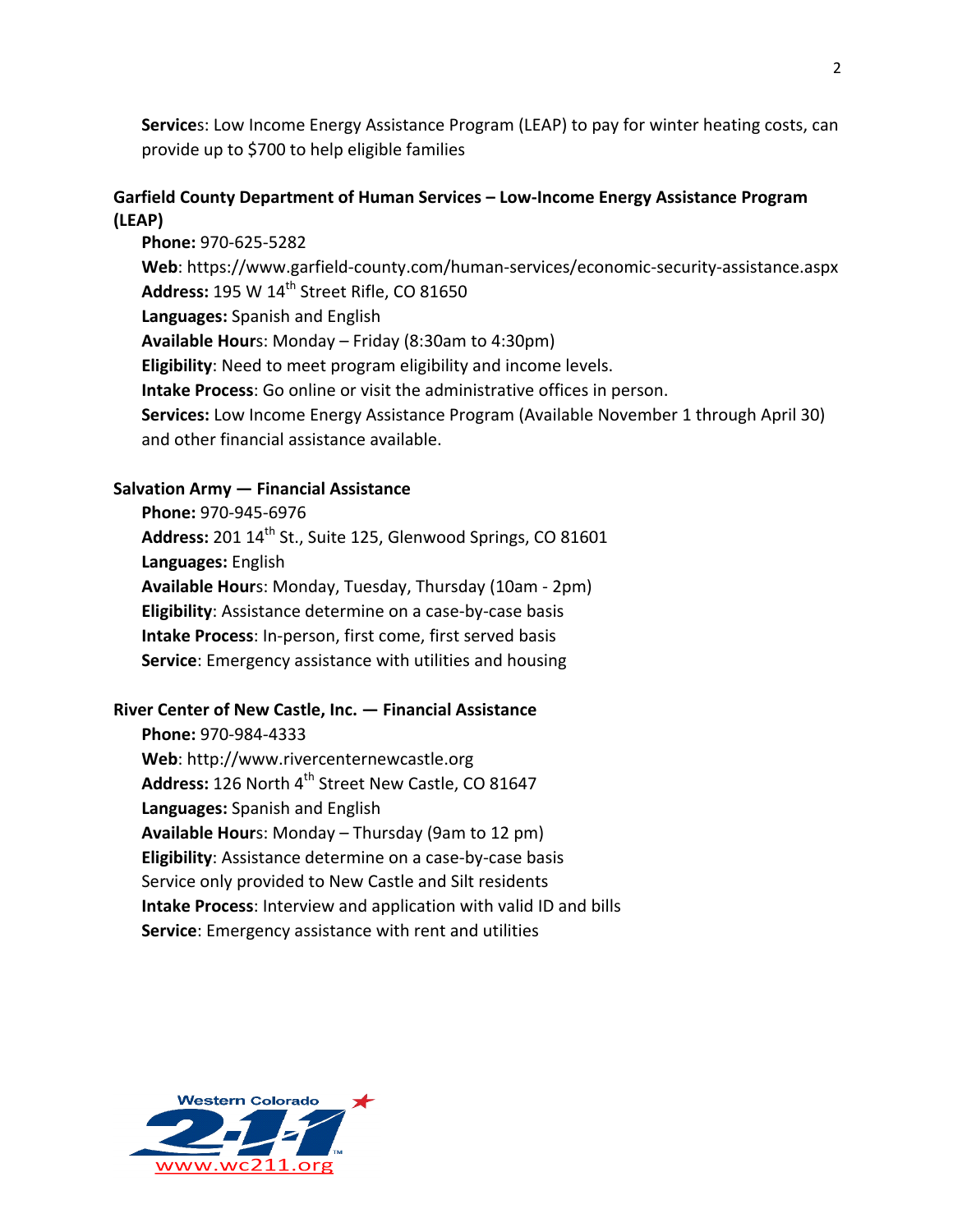**Services**: Low Income Energy Assistance Program (LEAP) to pay for winter heating costs, can provide up to $700 to help eligible families

### Garfield County Department of Human Services – Low-Income Energy Assistance Program (LEAP)

**Phone:** 970-625-5282
**Web**: https://www.garfield-county.com/human-services/economic-security-assistance.aspx
**Address:** 195 W 14th Street Rifle, CO 81650
**Languages:** Spanish and English
**Available Hours**: Monday – Friday (8:30am to 4:30pm)
**Eligibility**: Need to meet program eligibility and income levels.
**Intake Process**: Go online or visit the administrative offices in person.
**Services:** Low Income Energy Assistance Program (Available November 1 through April 30) and other financial assistance available.

### Salvation Army — Financial Assistance

**Phone:** 970-945-6976
**Address:** 201 14th St., Suite 125, Glenwood Springs, CO 81601
**Languages:** English
**Available Hours**: Monday, Tuesday, Thursday (10am - 2pm)
**Eligibility**: Assistance determine on a case-by-case basis
**Intake Process**: In-person, first come, first served basis
**Service**: Emergency assistance with utilities and housing

### River Center of New Castle, Inc. — Financial Assistance

**Phone:** 970-984-4333
**Web**: http://www.rivercenternewcastle.org
**Address:** 126 North 4th Street New Castle, CO 81647
**Languages:** Spanish and English
**Available Hours**: Monday – Thursday (9am to 12 pm)
**Eligibility**: Assistance determine on a case-by-case basis
Service only provided to New Castle and Silt residents
**Intake Process**: Interview and application with valid ID and bills
**Service**: Emergency assistance with rent and utilities

Western Colorado 2-1-1
www.wc211.org